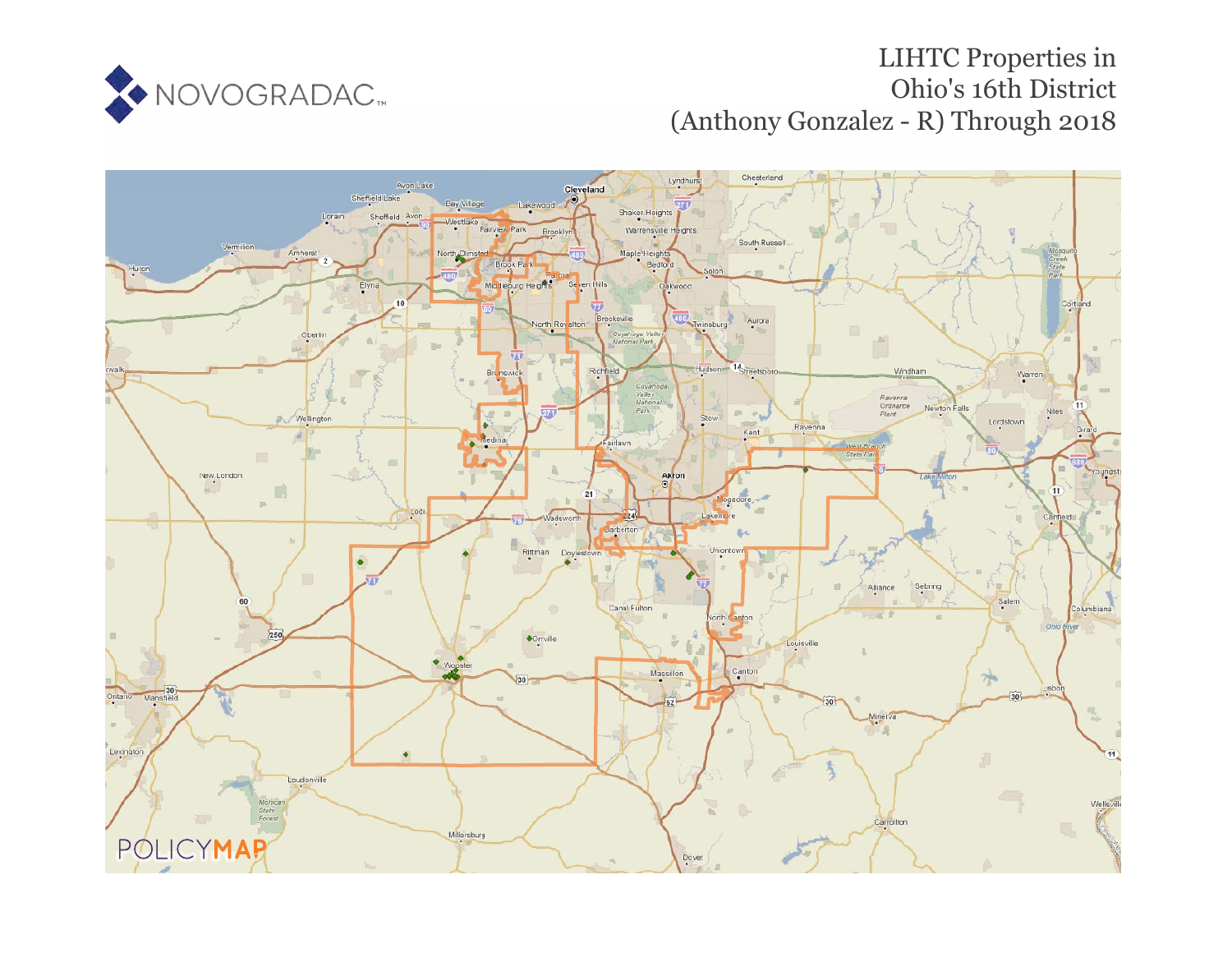NOVOGRADAC

# LIHTC Properties in Ohio's 16th District (Anthony Gonzalez - R) Through 2018

POLICYMAP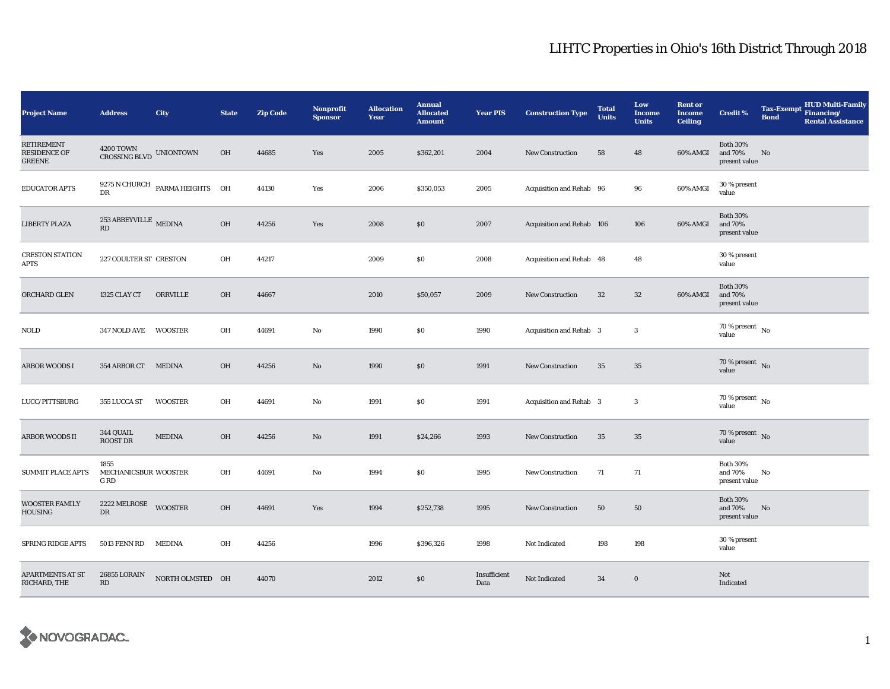# LIHTC Properties in Ohio's 16th District Through 2018

| Project Name | Address | City | State | Zip Code | Nonprofit Sponsor | Allocation Year | Annual Allocated Amount | Year PIS | Construction Type | Total Units | Low Income Units | Rent or Income Ceiling | Credit % | Tax-Exempt Bond | HUD Multi-Family Financing/ Rental Assistance |
|---|---|---|---|---|---|---|---|---|---|---|---|---|---|---|---|
| RETIREMENT RESIDENCE OF GREENE | 4200 TOWN CROSSING BLVD | UNIONTOWN | OH | 44685 | Yes | 2005 | $362,201 | 2004 | New Construction | 58 | 48 | 60% AMGI | Both 30% and 70% present value | No | |
| EDUCATOR APTS | 9275 N CHURCH DR | PARMA HEIGHTS | OH | 44130 | Yes | 2006 | $350,053 | 2005 | Acquisition and Rehab | 96 | 96 | 60% AMGI | 30 % present value | | |
| LIBERTY PLAZA | 253 ABBEYVILLE RD | MEDINA | OH | 44256 | Yes | 2008 | $0 | 2007 | Acquisition and Rehab | 106 | 106 | 60% AMGI | Both 30% and 70% present value | | |
| CRESTON STATION APTS | 227 COULTER ST | CRESTON | OH | 44217 | | 2009 | $0 | 2008 | Acquisition and Rehab | 48 | 48 | | 30 % present value | | |
| ORCHARD GLEN | 1325 CLAY CT | ORRVILLE | OH | 44667 | | 2010 | $50,057 | 2009 | New Construction | 32 | 32 | 60% AMGI | Both 30% and 70% present value | | |
| NOLD | 347 NOLD AVE | WOOSTER | OH | 44691 | No | 1990 | $0 | 1990 | Acquisition and Rehab | 3 | 3 | | 70 % present value | No | |
| ARBOR WOODS I | 354 ARBOR CT | MEDINA | OH | 44256 | No | 1990 | $0 | 1991 | New Construction | 35 | 35 | | 70 % present value | No | |
| LUCC/PITTSBURG | 355 LUCCA ST | WOOSTER | OH | 44691 | No | 1991 | $0 | 1991 | Acquisition and Rehab | 3 | 3 | | 70 % present value | No | |
| ARBOR WOODS II | 344 QUAIL ROOST DR | MEDINA | OH | 44256 | No | 1991 | $24,266 | 1993 | New Construction | 35 | 35 | | 70 % present value | No | |
| SUMMIT PLACE APTS | 1855 MECHANICSBURG RD | WOOSTER | OH | 44691 | No | 1994 | $0 | 1995 | New Construction | 71 | 71 | | Both 30% and 70% present value | No | |
| WOOSTER FAMILY HOUSING | 2222 MELROSE DR | WOOSTER | OH | 44691 | Yes | 1994 | $252,738 | 1995 | New Construction | 50 | 50 | | Both 30% and 70% present value | No | |
| SPRING RIDGE APTS | 5013 FENN RD | MEDINA | OH | 44256 | | 1996 | $396,326 | 1998 | Not Indicated | 198 | 198 | | 30 % present value | | |
| APARTMENTS AT ST RICHARD, THE | 26855 LORAIN RD | NORTH OLMSTED | OH | 44070 | | 2012 | $0 | Insufficient Data | Not Indicated | 34 | 0 | | Not Indicated | | |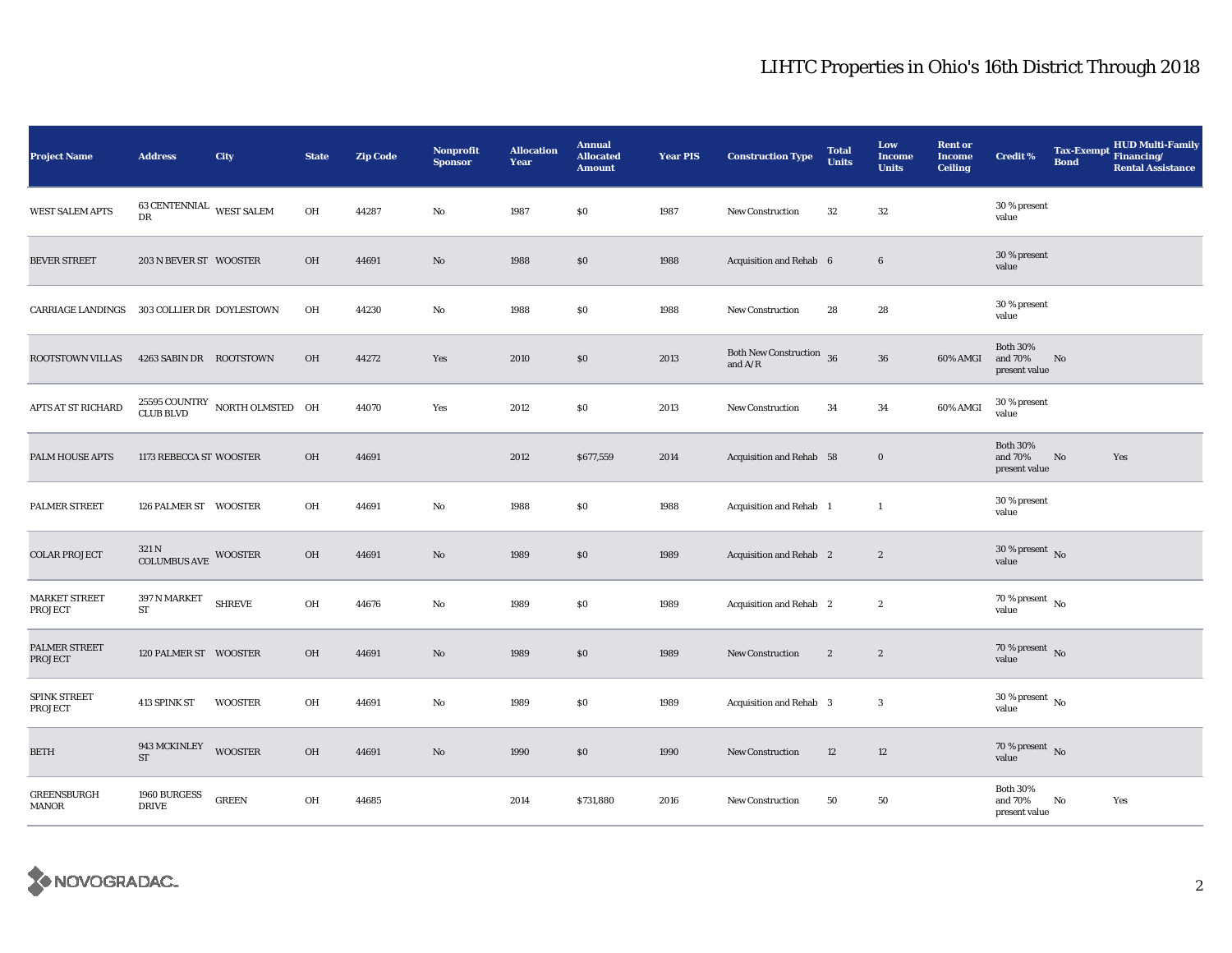# LIHTC Properties in Ohio's 16th District Through 2018

| Project Name | Address | City | State | Zip Code | Nonprofit Sponsor | Allocation Year | Annual Allocated Amount | Year PIS | Construction Type | Total Units | Low Income Units | Rent or Income Ceiling | Credit % | Tax-Exempt Bond | HUD Multi-Family Financing/ Rental Assistance |
|---|---|---|---|---|---|---|---|---|---|---|---|---|---|---|---|
| WEST SALEM APTS | 63 CENTENNIAL DR | WEST SALEM | OH | 44287 | No | 1987 | $0 | 1987 | New Construction | 32 | 32 | | 30 % present value | | |
| BEVER STREET | 203 N BEVER ST | WOOSTER | OH | 44691 | No | 1988 | $0 | 1988 | Acquisition and Rehab | 6 | 6 | | 30 % present value | | |
| CARRIAGE LANDINGS | 303 COLLIER DR | DOYLESTOWN | OH | 44230 | No | 1988 | $0 | 1988 | New Construction | 28 | 28 | | 30 % present value | | |
| ROOTSTOWN VILLAS | 4263 SABIN DR | ROOTSTOWN | OH | 44272 | Yes | 2010 | $0 | 2013 | Both New Construction and A/R | 36 | 36 | 60% AMGI | Both 30% and 70% present value | No | |
| APTS AT ST RICHARD | 25595 COUNTRY CLUB BLVD | NORTH OLMSTED | OH | 44070 | Yes | 2012 | $0 | 2013 | New Construction | 34 | 34 | 60% AMGI | 30 % present value | | |
| PALM HOUSE APTS | 1173 REBECCA ST | WOOSTER | OH | 44691 | | 2012 | $677,559 | 2014 | Acquisition and Rehab | 58 | 0 | | Both 30% and 70% present value | No | Yes |
| PALMER STREET | 126 PALMER ST | WOOSTER | OH | 44691 | No | 1988 | $0 | 1988 | Acquisition and Rehab | 1 | 1 | | 30 % present value | | |
| COLAR PROJECT | 321 N COLUMBUS AVE | WOOSTER | OH | 44691 | No | 1989 | $0 | 1989 | Acquisition and Rehab | 2 | 2 | | 30 % present value | No | |
| MARKET STREET PROJECT | 397 N MARKET ST | SHREVE | OH | 44676 | No | 1989 | $0 | 1989 | Acquisition and Rehab | 2 | 2 | | 70 % present value | No | |
| PALMER STREET PROJECT | 120 PALMER ST | WOOSTER | OH | 44691 | No | 1989 | $0 | 1989 | New Construction | 2 | 2 | | 70 % present value | No | |
| SPINK STREET PROJECT | 413 SPINK ST | WOOSTER | OH | 44691 | No | 1989 | $0 | 1989 | Acquisition and Rehab | 3 | 3 | | 30 % present value | No | |
| BETH | 943 MCKINLEY ST | WOOSTER | OH | 44691 | No | 1990 | $0 | 1990 | New Construction | 12 | 12 | | 70 % present value | No | |
| GREENSBURGH MANOR | 1960 BURGESS DRIVE | GREEN | OH | 44685 | | 2014 | $731,880 | 2016 | New Construction | 50 | 50 | | Both 30% and 70% present value | No | Yes |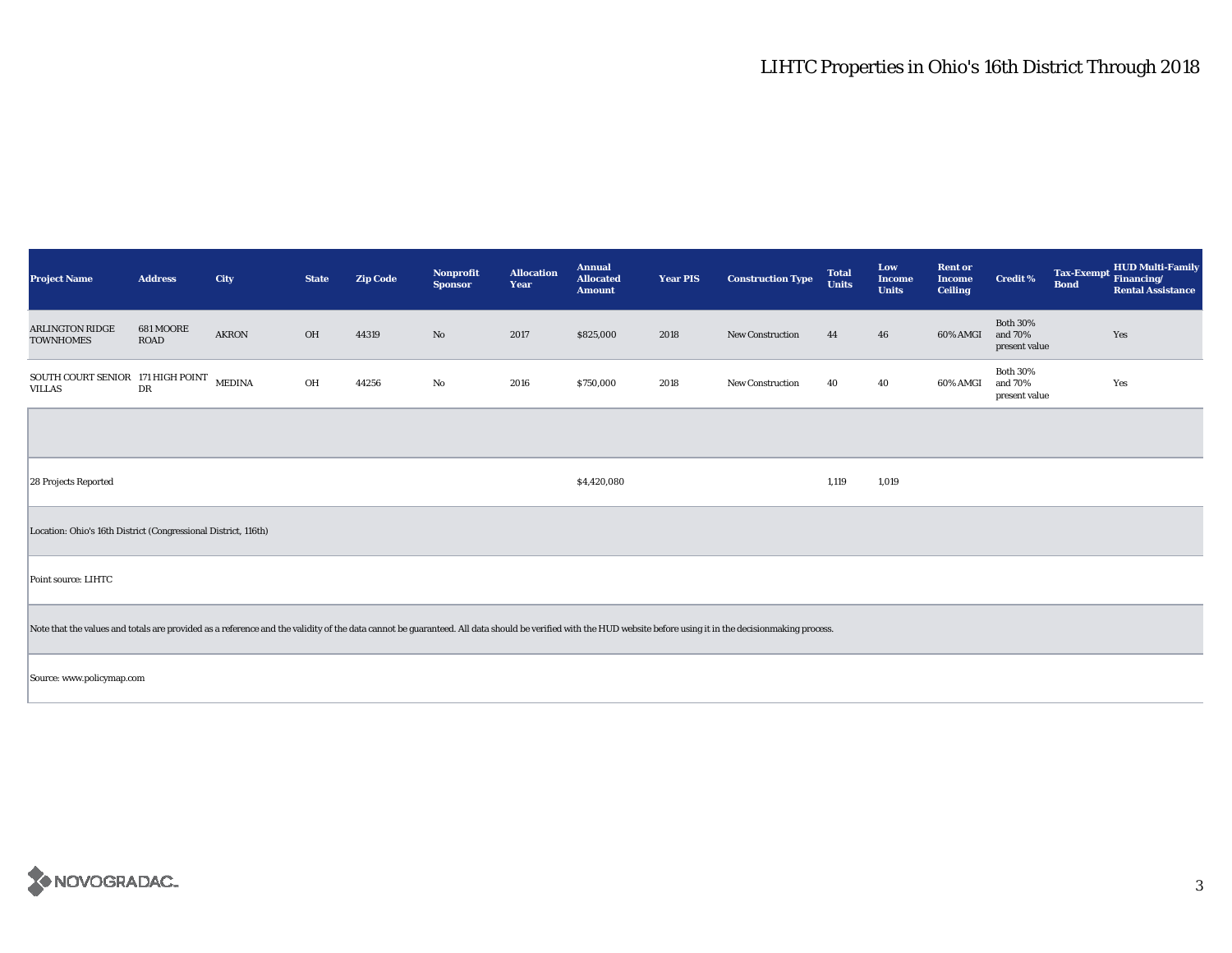| Project Name | Address | City | State | Zip Code | Nonprofit Sponsor | Allocation Year | Annual Allocated Amount | Year PIS | Construction Type | Total Units | Low Income Units | Rent or Income Ceiling | Credit % | Tax-Exempt Bond | HUD Multi-Family Financing/ Rental Assistance |
|---|---|---|---|---|---|---|---|---|---|---|---|---|---|---|---|
| ARLINGTON RIDGE TOWNHOMES | 681 MOORE ROAD | AKRON | OH | 44319 | No | 2017 | $825,000 | 2018 | New Construction | 44 | 46 | 60% AMGI | Both 30% and 70% present value | | Yes |
| SOUTH COURT SENIOR VILLAS | 171 HIGH POINT DR | MEDINA | OH | 44256 | No | 2016 | $750,000 | 2018 | New Construction | 40 | 40 | 60% AMGI | Both 30% and 70% present value | | Yes |
| | | | | | | | | | | | | | | | |
| 28 Projects Reported | | | | | | | $4,420,080 | | | 1,119 | 1,019 | | | | |

Location: Ohio's 16th District (Congressional District, 116th)

Point source: LIHTC

Note that the values and totals are provided as a reference and the validity of the data cannot be guaranteed. All data should be verified with the HUD website before using it in the decisionmaking process.

Source: www.policymap.com